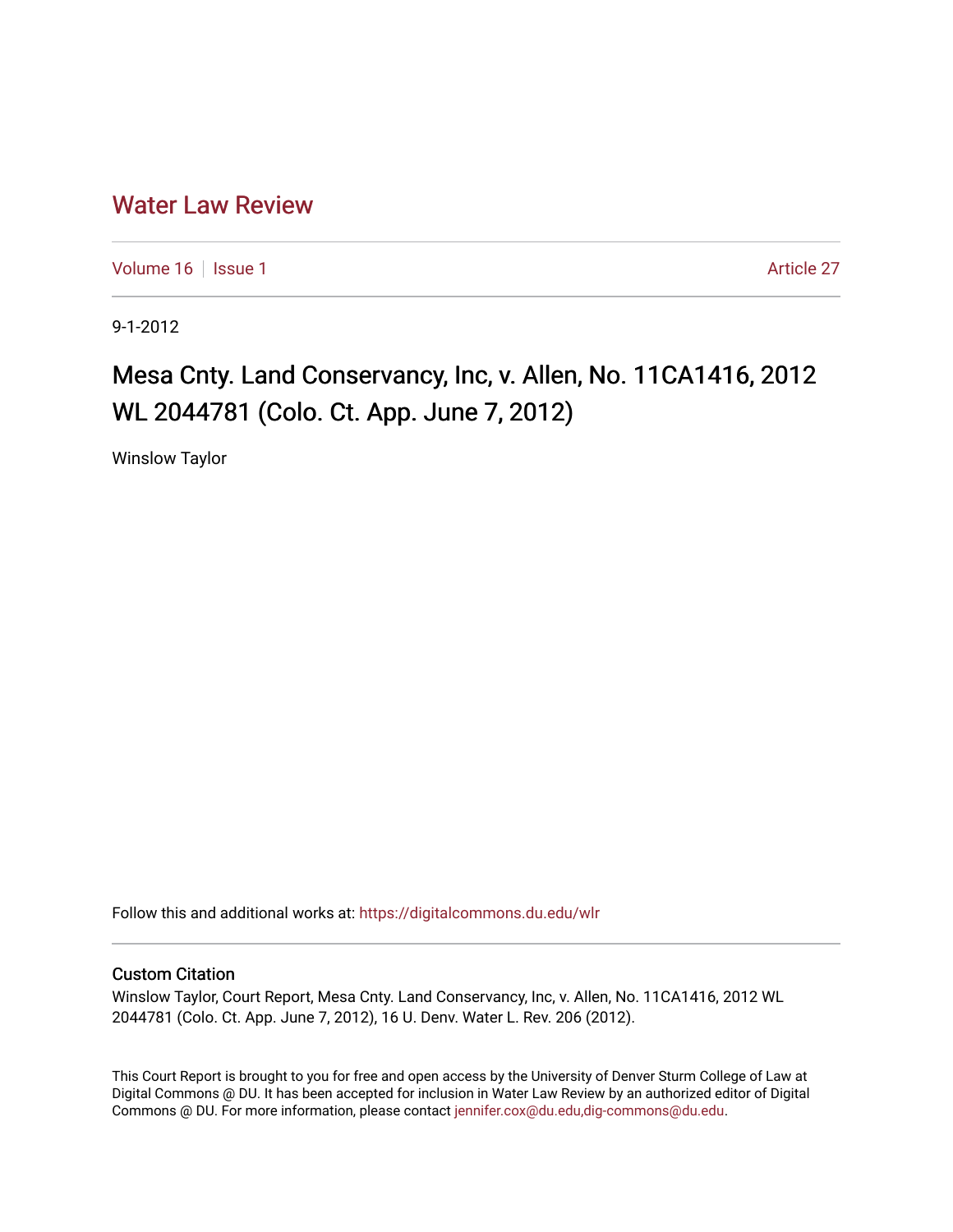# Water Law Review

Volume 16 | Issue 1 | Article 27

9-1-2012

## Mesa Cnty. Land Conservancy, Inc, v. Allen, No. 11CA1416, 2012 WL 2044781 (Colo. Ct. App. June 7, 2012)

Winslow Taylor

Follow this and additional works at: https://digitalcommons.du.edu/wlr

### Custom Citation

Winslow Taylor, Court Report, Mesa Cnty. Land Conservancy, Inc, v. Allen, No. 11CA1416, 2012 WL 2044781 (Colo. Ct. App. June 7, 2012), 16 U. Denv. Water L. Rev. 206 (2012).

This Court Report is brought to you for free and open access by the University of Denver Sturm College of Law at Digital Commons @ DU. It has been accepted for inclusion in Water Law Review by an authorized editor of Digital Commons @ DU. For more information, please contact jennifer.cox@du.edu,dig-commons@du.edu.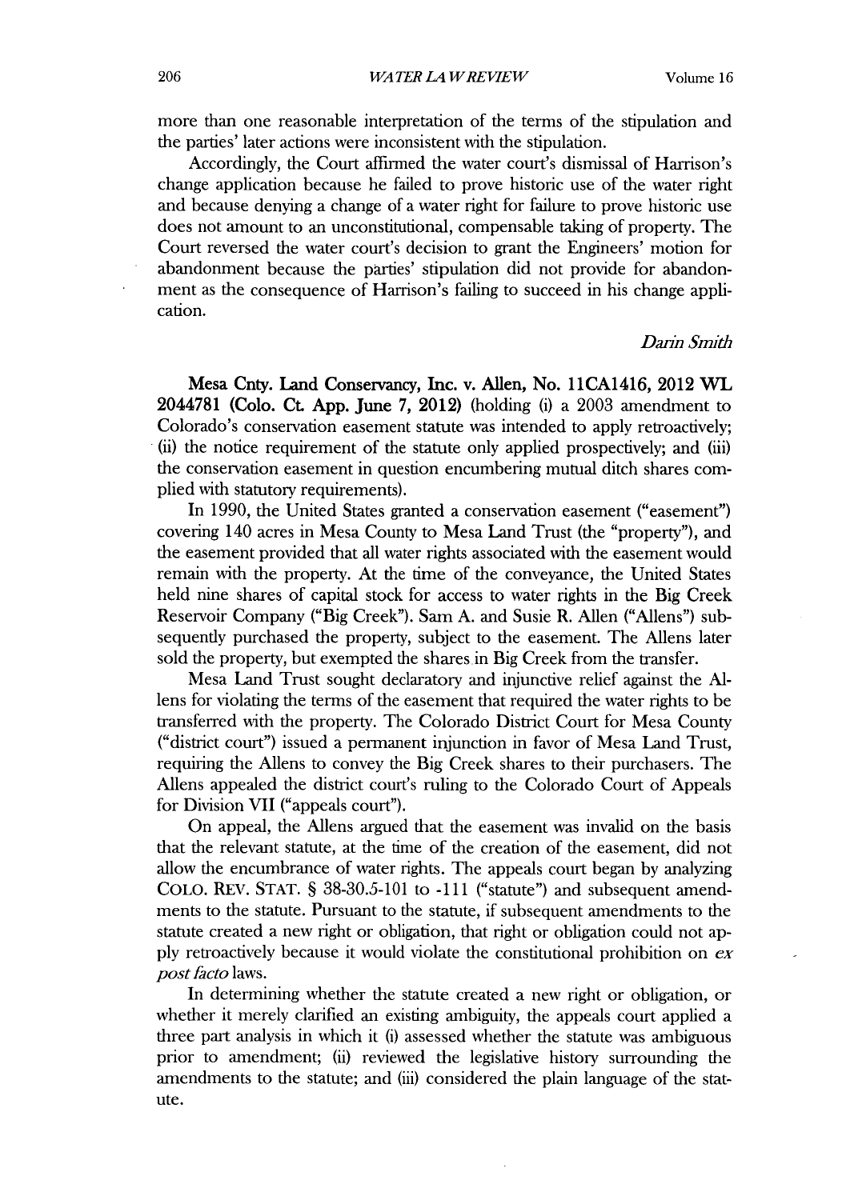more than one reasonable interpretation of the terms of the stipulation and the parties' later actions were inconsistent with the stipulation.

Accordingly, the Court affirmed the water court's dismissal of Harrison's change application because he failed to prove historic use of the water right and because denying a change of a water right for failure to prove historic use does not amount to an unconstitutional, compensable taking of property. The Court reversed the water court's decision to grant the Engineers' motion for abandonment because the parties' stipulation did not provide for abandonment as the consequence of Harrison's failing to succeed in his change application.

*Darin Smith*

**Mesa Cnty. Land Conservancy, Inc. v. Allen, No. 11CA1416, 2012 WL 2044781 (Colo. Ct. App. June 7, 2012)** (holding (i) a 2003 amendment to Colorado's conservation easement statute was intended to apply retroactively; (ii) the notice requirement of the statute only applied prospectively; and (iii) the conservation easement in question encumbering mutual ditch shares complied with statutory requirements).

In 1990, the United States granted a conservation easement ("easement") covering 140 acres in Mesa County to Mesa Land Trust (the "property"), and the easement provided that all water rights associated with the easement would remain with the property. At the time of the conveyance, the United States held nine shares of capital stock for access to water rights in the Big Creek Reservoir Company ("Big Creek"). Sam A. and Susie R. Allen ("Allens") subsequently purchased the property, subject to the easement. The Allens later sold the property, but exempted the shares in Big Creek from the transfer.

Mesa Land Trust sought declaratory and injunctive relief against the Allens for violating the terms of the easement that required the water rights to be transferred with the property. The Colorado District Court for Mesa County ("district court") issued a permanent injunction in favor of Mesa Land Trust, requiring the Allens to convey the Big Creek shares to their purchasers. The Allens appealed the district court's ruling to the Colorado Court of Appeals for Division VII ("appeals court").

On appeal, the Allens argued that the easement was invalid on the basis that the relevant statute, at the time of the creation of the easement, did not allow the encumbrance of water rights. The appeals court began by analyzing COLO. REV. STAT. § 38-30.5-101 to -111 ("statute") and subsequent amendments to the statute. Pursuant to the statute, if subsequent amendments to the statute created a new right or obligation, that right or obligation could not apply retroactively because it would violate the constitutional prohibition on *ex post facto* laws.

In determining whether the statute created a new right or obligation, or whether it merely clarified an existing ambiguity, the appeals court applied a three part analysis in which it (i) assessed whether the statute was ambiguous prior to amendment; (ii) reviewed the legislative history surrounding the amendments to the statute; and (iii) considered the plain language of the statute.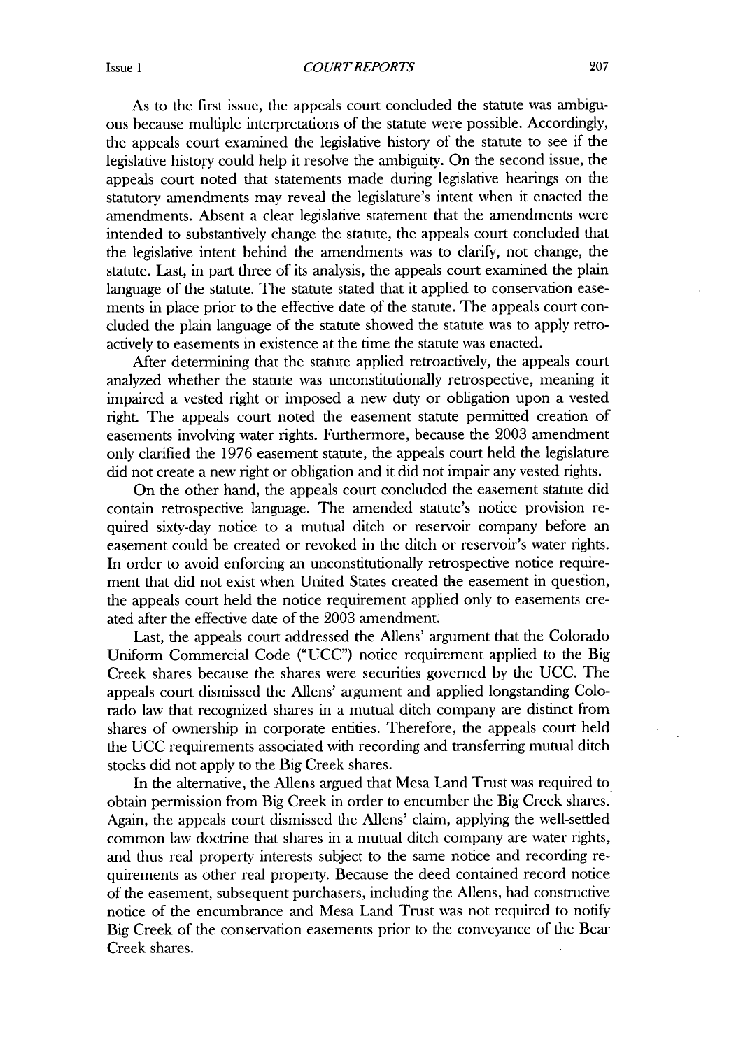As to the first issue, the appeals court concluded the statute was ambiguous because multiple interpretations of the statute were possible. Accordingly, the appeals court examined the legislative history of the statute to see if the legislative history could help it resolve the ambiguity. On the second issue, the appeals court noted that statements made during legislative hearings on the statutory amendments may reveal the legislature's intent when it enacted the amendments. Absent a clear legislative statement that the amendments were intended to substantively change the statute, the appeals court concluded that the legislative intent behind the amendments was to clarify, not change, the statute. Last, in part three of its analysis, the appeals court examined the plain language of the statute. The statute stated that it applied to conservation easements in place prior to the effective date of the statute. The appeals court concluded the plain language of the statute showed the statute was to apply retroactively to easements in existence at the time the statute was enacted.

After determining that the statute applied retroactively, the appeals court analyzed whether the statute was unconstitutionally retrospective, meaning it impaired a vested right or imposed a new duty or obligation upon a vested right. The appeals court noted the easement statute permitted creation of easements involving water rights. Furthermore, because the 2003 amendment only clarified the 1976 easement statute, the appeals court held the legislature did not create a new right or obligation and it did not impair any vested rights.

On the other hand, the appeals court concluded the easement statute did contain retrospective language. The amended statute's notice provision required sixty-day notice to a mutual ditch or reservoir company before an easement could be created or revoked in the ditch or reservoir's water rights. In order to avoid enforcing an unconstitutionally retrospective notice requirement that did not exist when United States created the easement in question, the appeals court held the notice requirement applied only to easements created after the effective date of the 2003 amendment.

Last, the appeals court addressed the Allens' argument that the Colorado Uniform Commercial Code ("UCC") notice requirement applied to the Big Creek shares because the shares were securities governed by the UCC. The appeals court dismissed the Allens' argument and applied longstanding Colorado law that recognized shares in a mutual ditch company are distinct from shares of ownership in corporate entities. Therefore, the appeals court held the UCC requirements associated with recording and transferring mutual ditch stocks did not apply to the Big Creek shares.

In the alternative, the Allens argued that Mesa Land Trust was required to obtain permission from Big Creek in order to encumber the Big Creek shares. Again, the appeals court dismissed the Allens' claim, applying the well-settled common law doctrine that shares in a mutual ditch company are water rights, and thus real property interests subject to the same notice and recording requirements as other real property. Because the deed contained record notice of the easement, subsequent purchasers, including the Allens, had constructive notice of the encumbrance and Mesa Land Trust was not required to notify Big Creek of the conservation easements prior to the conveyance of the Bear Creek shares.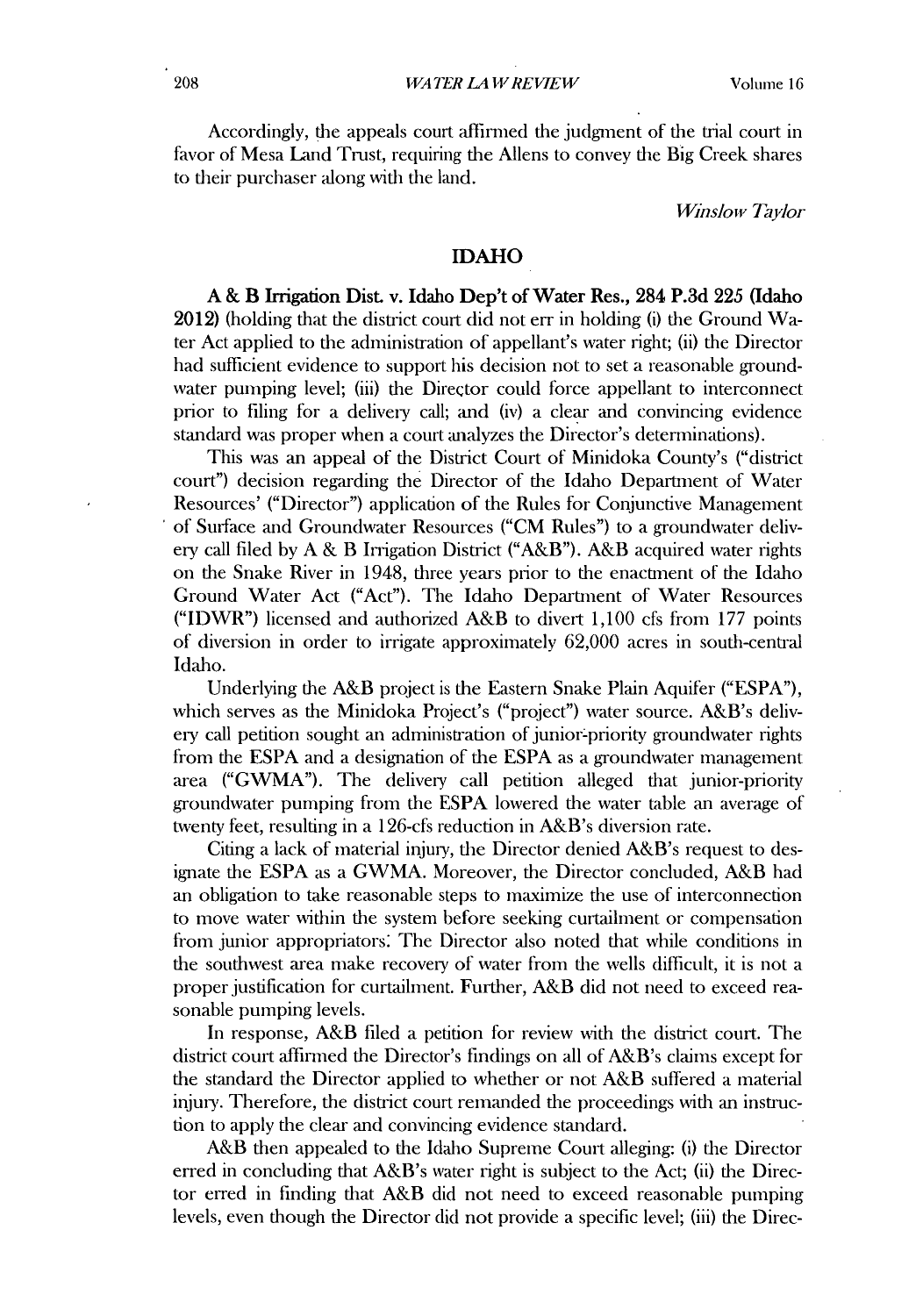Accordingly, the appeals court affirmed the judgment of the trial court in favor of Mesa Land Trust, requiring the Allens to convey the Big Creek shares to their purchaser along with the land.

*Winslow Taylor*

## IDAHO

**A & B Irrigation Dist. v. Idaho Dep't of Water Res., 284 P.3d 225 (Idaho 2012)** (holding that the district court did not err in holding (i) the Ground Water Act applied to the administration of appellant's water right; (ii) the Director had sufficient evidence to support his decision not to set a reasonable groundwater pumping level; (iii) the Director could force appellant to interconnect prior to filing for a delivery call; and (iv) a clear and convincing evidence standard was proper when a court analyzes the Director's determinations).

This was an appeal of the District Court of Minidoka County's ("district court") decision regarding the Director of the Idaho Department of Water Resources' ("Director") application of the Rules for Conjunctive Management of Surface and Groundwater Resources ("CM Rules") to a groundwater delivery call filed by A & B Irrigation District ("A&B"). A&B acquired water rights on the Snake River in 1948, three years prior to the enactment of the Idaho Ground Water Act ("Act"). The Idaho Department of Water Resources ("IDWR") licensed and authorized A&B to divert 1,100 cfs from 177 points of diversion in order to irrigate approximately 62,000 acres in south-central Idaho.

Underlying the A&B project is the Eastern Snake Plain Aquifer ("ESPA"), which serves as the Minidoka Project's ("project") water source. A&B's delivery call petition sought an administration of junior-priority groundwater rights from the ESPA and a designation of the ESPA as a groundwater management area ("GWMA"). The delivery call petition alleged that junior-priority groundwater pumping from the ESPA lowered the water table an average of twenty feet, resulting in a 126-cfs reduction in A&B's diversion rate.

Citing a lack of material injury, the Director denied A&B's request to designate the ESPA as a GWMA. Moreover, the Director concluded, A&B had an obligation to take reasonable steps to maximize the use of interconnection to move water within the system before seeking curtailment or compensation from junior appropriators. The Director also noted that while conditions in the southwest area make recovery of water from the wells difficult, it is not a proper justification for curtailment. Further, A&B did not need to exceed reasonable pumping levels.

In response, A&B filed a petition for review with the district court. The district court affirmed the Director's findings on all of A&B's claims except for the standard the Director applied to whether or not A&B suffered a material injury. Therefore, the district court remanded the proceedings with an instruction to apply the clear and convincing evidence standard.

A&B then appealed to the Idaho Supreme Court alleging: (i) the Director erred in concluding that A&B's water right is subject to the Act; (ii) the Director erred in finding that A&B did not need to exceed reasonable pumping levels, even though the Director did not provide a specific level; (iii) the Direc-